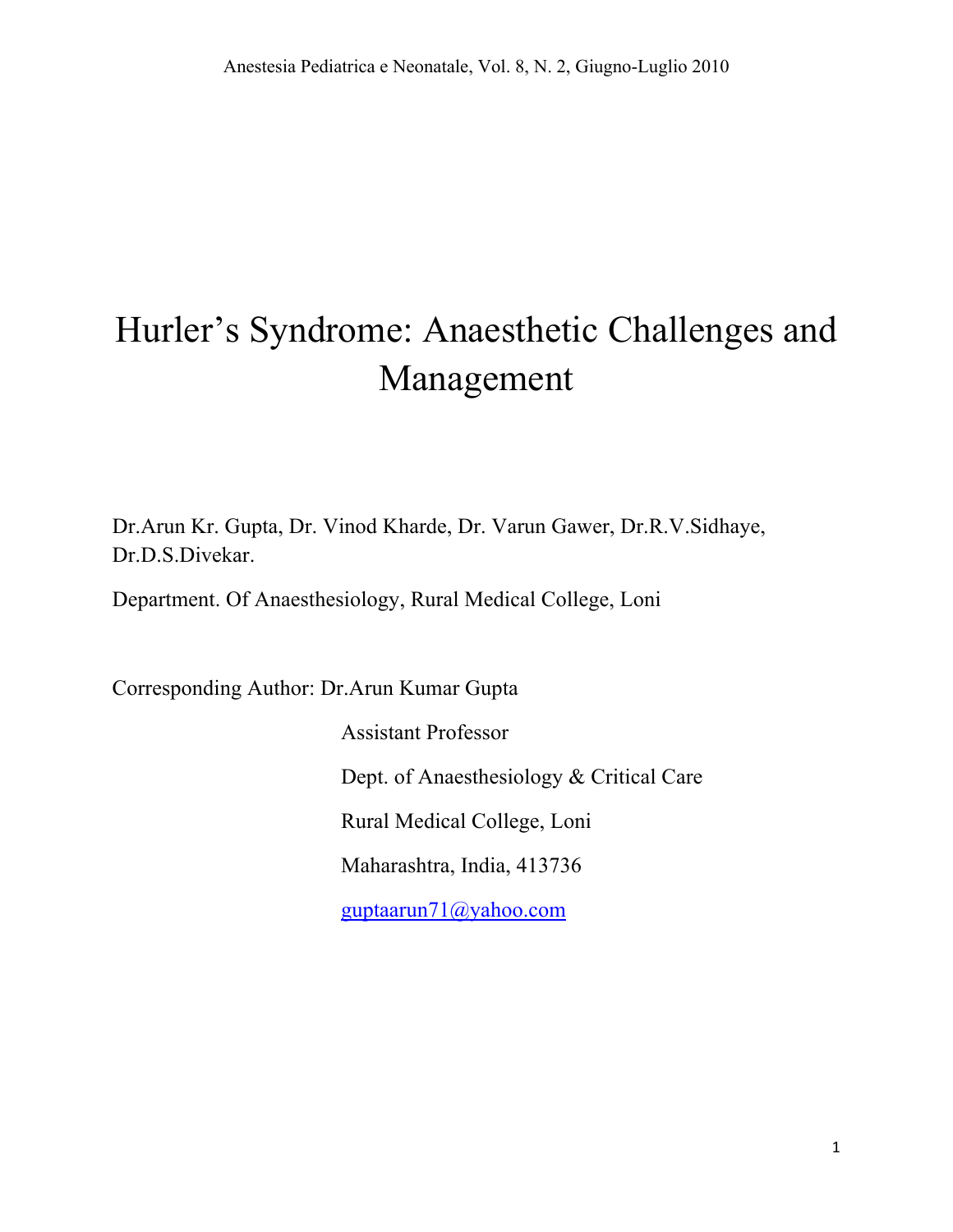# Hurler's Syndrome: Anaesthetic Challenges and Management

Dr.Arun Kr. Gupta, Dr. Vinod Kharde, Dr. Varun Gawer, Dr.R.V.Sidhaye, Dr.D.S.Divekar.

Department. Of Anaesthesiology, Rural Medical College, Loni

Corresponding Author: Dr.Arun Kumar Gupta

Assistant Professor

Dept. of Anaesthesiology & Critical Care

Rural Medical College, Loni

Maharashtra, India, 413736

guptaarun71@yahoo.com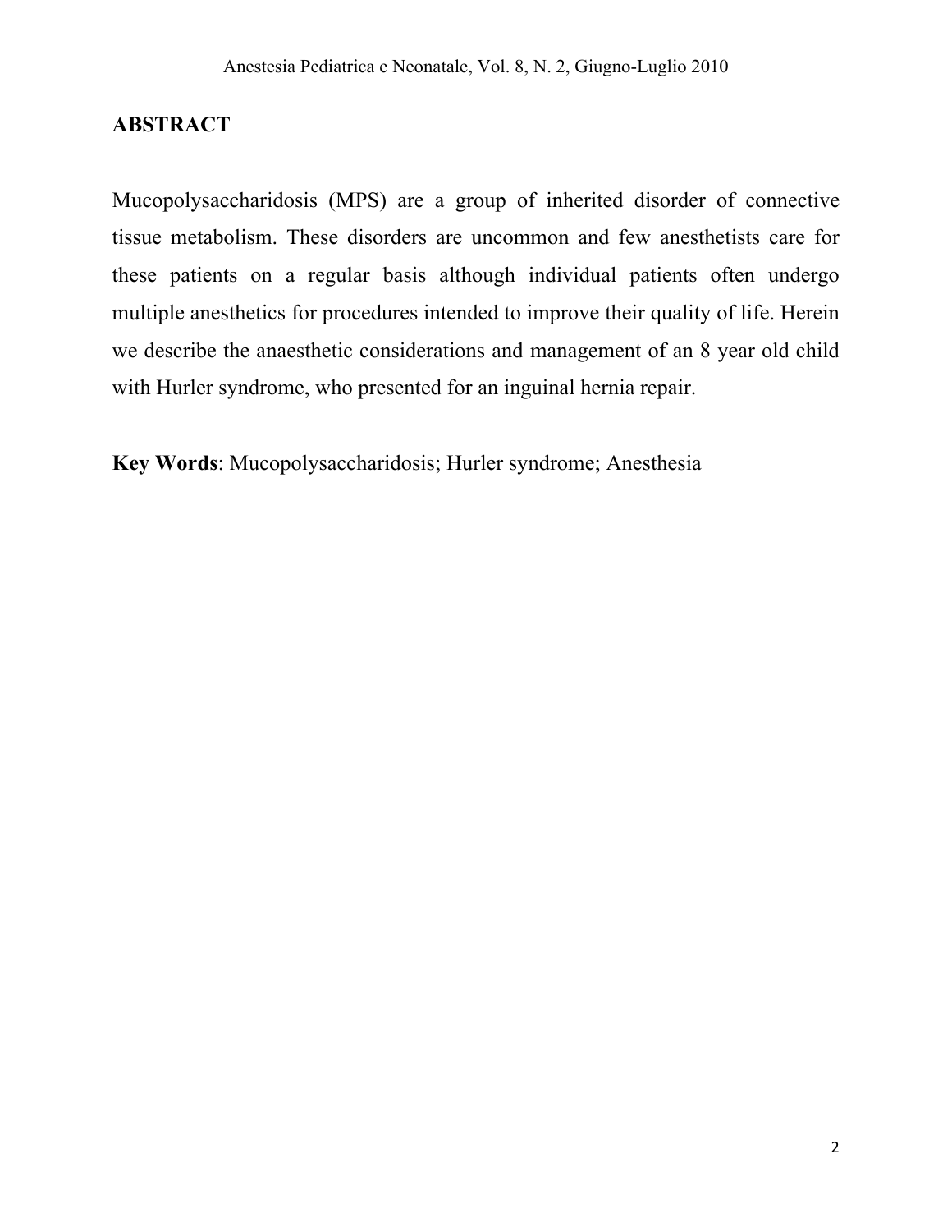## ABSTRACT

Mucopolysaccharidosis (MPS) are a group of inherited disorder of connective tissue metabolism. These disorders are uncommon and few anesthetists care for these patients on a regular basis although individual patients often undergo multiple anesthetics for procedures intended to improve their quality of life. Herein we describe the anaesthetic considerations and management of an 8 year old child with Hurler syndrome, who presented for an inguinal hernia repair.

**Key Words**: Mucopolysaccharidosis; Hurler syndrome; Anesthesia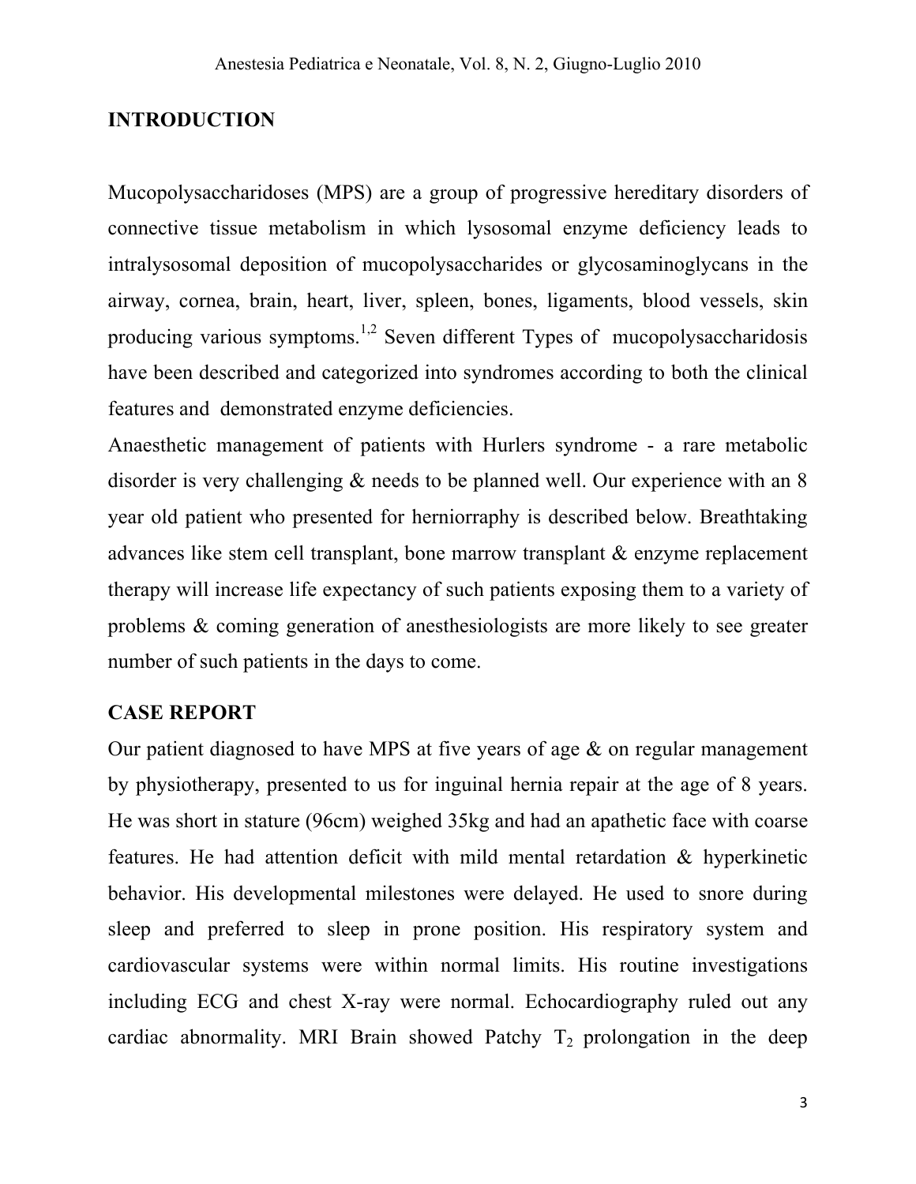## INTRODUCTION

Mucopolysaccharidoses (MPS) are a group of progressive hereditary disorders of connective tissue metabolism in which lysosomal enzyme deficiency leads to intralysosomal deposition of mucopolysaccharides or glycosaminoglycans in the airway, cornea, brain, heart, liver, spleen, bones, ligaments, blood vessels, skin producing various symptoms.[1,2] Seven different Types of mucopolysaccharidosis have been described and categorized into syndromes according to both the clinical features and demonstrated enzyme deficiencies.

Anaesthetic management of patients with Hurlers syndrome - a rare metabolic disorder is very challenging & needs to be planned well. Our experience with an 8 year old patient who presented for herniorraphy is described below. Breathtaking advances like stem cell transplant, bone marrow transplant & enzyme replacement therapy will increase life expectancy of such patients exposing them to a variety of problems & coming generation of anesthesiologists are more likely to see greater number of such patients in the days to come.

## CASE REPORT

Our patient diagnosed to have MPS at five years of age & on regular management by physiotherapy, presented to us for inguinal hernia repair at the age of 8 years. He was short in stature (96cm) weighed 35kg and had an apathetic face with coarse features. He had attention deficit with mild mental retardation & hyperkinetic behavior. His developmental milestones were delayed. He used to snore during sleep and preferred to sleep in prone position. His respiratory system and cardiovascular systems were within normal limits. His routine investigations including ECG and chest X-ray were normal. Echocardiography ruled out any cardiac abnormality. MRI Brain showed Patchy $T_2$ prolongation in the deep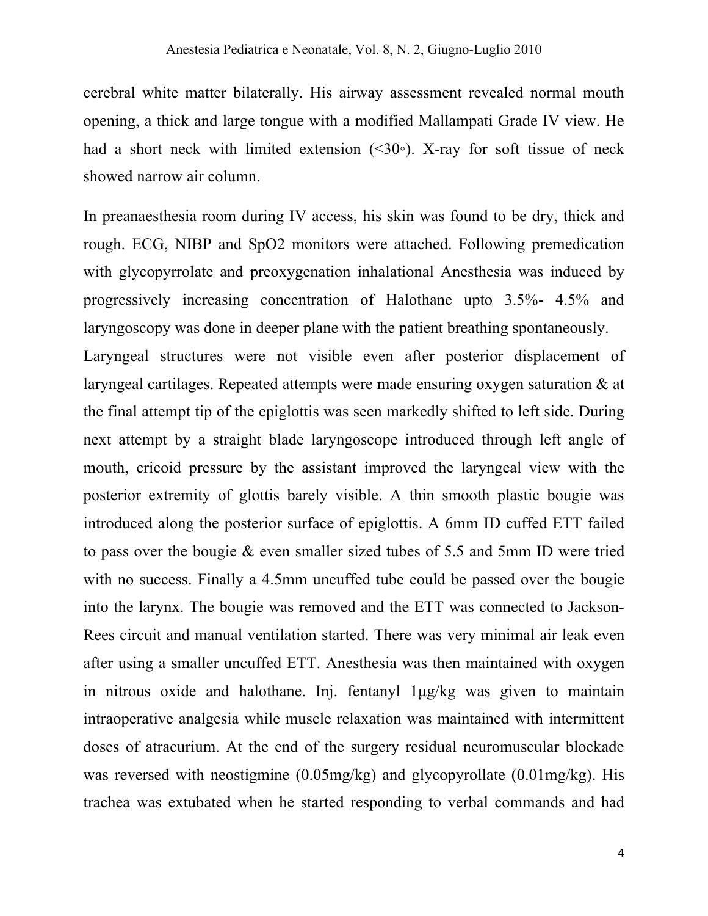cerebral white matter bilaterally. His airway assessment revealed normal mouth opening, a thick and large tongue with a modified Mallampati Grade IV view. He had a short neck with limited extension (<30◦). X-ray for soft tissue of neck showed narrow air column.

In preanaesthesia room during IV access, his skin was found to be dry, thick and rough. ECG, NIBP and SpO2 monitors were attached. Following premedication with glycopyrrolate and preoxygenation inhalational Anesthesia was induced by progressively increasing concentration of Halothane upto 3.5%- 4.5% and laryngoscopy was done in deeper plane with the patient breathing spontaneously.

Laryngeal structures were not visible even after posterior displacement of laryngeal cartilages. Repeated attempts were made ensuring oxygen saturation & at the final attempt tip of the epiglottis was seen markedly shifted to left side. During next attempt by a straight blade laryngoscope introduced through left angle of mouth, cricoid pressure by the assistant improved the laryngeal view with the posterior extremity of glottis barely visible. A thin smooth plastic bougie was introduced along the posterior surface of epiglottis. A 6mm ID cuffed ETT failed to pass over the bougie & even smaller sized tubes of 5.5 and 5mm ID were tried with no success. Finally a 4.5mm uncuffed tube could be passed over the bougie into the larynx. The bougie was removed and the ETT was connected to Jackson-Rees circuit and manual ventilation started. There was very minimal air leak even after using a smaller uncuffed ETT. Anesthesia was then maintained with oxygen in nitrous oxide and halothane. Inj. fentanyl 1µg/kg was given to maintain intraoperative analgesia while muscle relaxation was maintained with intermittent doses of atracurium. At the end of the surgery residual neuromuscular blockade was reversed with neostigmine (0.05mg/kg) and glycopyrollate (0.01mg/kg). His trachea was extubated when he started responding to verbal commands and had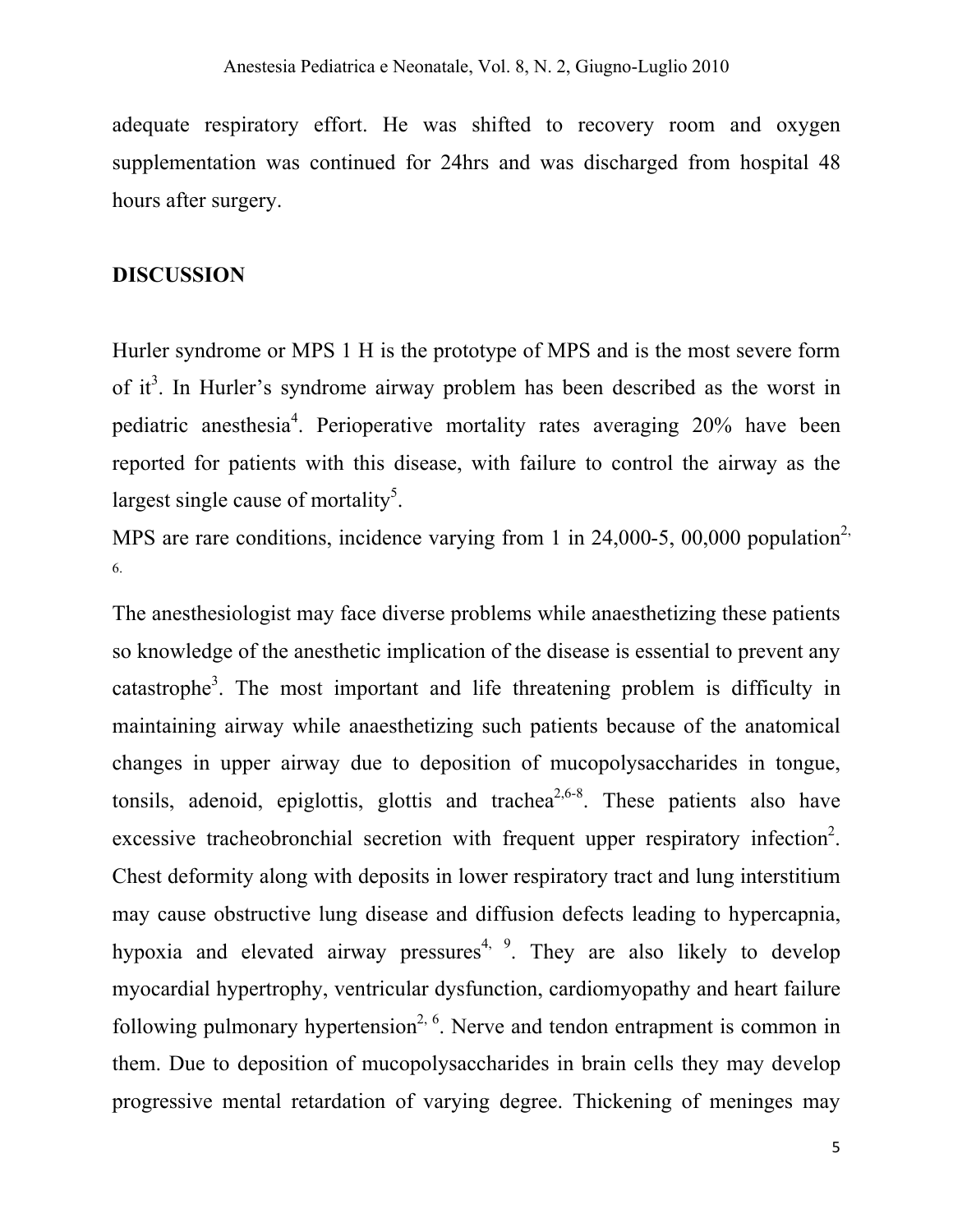adequate respiratory effort. He was shifted to recovery room and oxygen supplementation was continued for 24hrs and was discharged from hospital 48 hours after surgery.

**DISCUSSION**

Hurler syndrome or MPS 1 H is the prototype of MPS and is the most severe form of it[3]. In Hurler's syndrome airway problem has been described as the worst in pediatric anesthesia[4]. Perioperative mortality rates averaging 20% have been reported for patients with this disease, with failure to control the airway as the largest single cause of mortality[5].

MPS are rare conditions, incidence varying from 1 in 24,000-5, 00,000 population[2,6].

The anesthesiologist may face diverse problems while anaesthetizing these patients so knowledge of the anesthetic implication of the disease is essential to prevent any catastrophe[3]. The most important and life threatening problem is difficulty in maintaining airway while anaesthetizing such patients because of the anatomical changes in upper airway due to deposition of mucopolysaccharides in tongue, tonsils, adenoid, epiglottis, glottis and trachea[2,6-8]. These patients also have excessive tracheobronchial secretion with frequent upper respiratory infection[2]. Chest deformity along with deposits in lower respiratory tract and lung interstitium may cause obstructive lung disease and diffusion defects leading to hypercapnia, hypoxia and elevated airway pressures[4, 9]. They are also likely to develop myocardial hypertrophy, ventricular dysfunction, cardiomyopathy and heart failure following pulmonary hypertension[2, 6]. Nerve and tendon entrapment is common in them. Due to deposition of mucopolysaccharides in brain cells they may develop progressive mental retardation of varying degree. Thickening of meninges may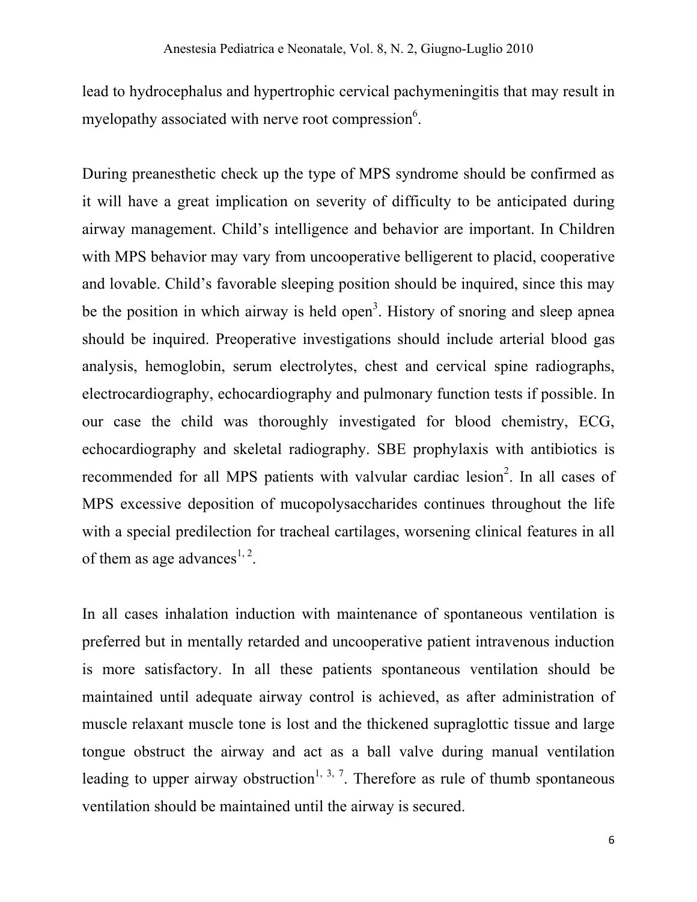lead to hydrocephalus and hypertrophic cervical pachymeningitis that may result in myelopathy associated with nerve root compression[6].

During preanesthetic check up the type of MPS syndrome should be confirmed as it will have a great implication on severity of difficulty to be anticipated during airway management. Child's intelligence and behavior are important. In Children with MPS behavior may vary from uncooperative belligerent to placid, cooperative and lovable. Child's favorable sleeping position should be inquired, since this may be the position in which airway is held open[3]. History of snoring and sleep apnea should be inquired. Preoperative investigations should include arterial blood gas analysis, hemoglobin, serum electrolytes, chest and cervical spine radiographs, electrocardiography, echocardiography and pulmonary function tests if possible. In our case the child was thoroughly investigated for blood chemistry, ECG, echocardiography and skeletal radiography. SBE prophylaxis with antibiotics is recommended for all MPS patients with valvular cardiac lesion[2]. In all cases of MPS excessive deposition of mucopolysaccharides continues throughout the life with a special predilection for tracheal cartilages, worsening clinical features in all of them as age advances[1, 2].

In all cases inhalation induction with maintenance of spontaneous ventilation is preferred but in mentally retarded and uncooperative patient intravenous induction is more satisfactory. In all these patients spontaneous ventilation should be maintained until adequate airway control is achieved, as after administration of muscle relaxant muscle tone is lost and the thickened supraglottic tissue and large tongue obstruct the airway and act as a ball valve during manual ventilation leading to upper airway obstruction[1, 3, 7]. Therefore as rule of thumb spontaneous ventilation should be maintained until the airway is secured.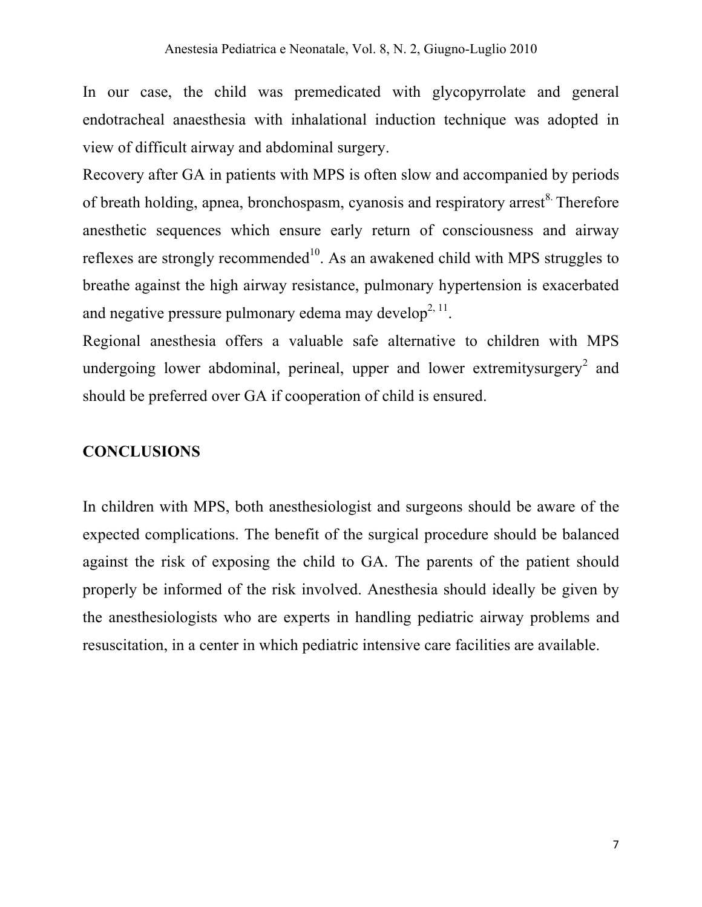In our case, the child was premedicated with glycopyrrolate and general endotracheal anaesthesia with inhalational induction technique was adopted in view of difficult airway and abdominal surgery.

Recovery after GA in patients with MPS is often slow and accompanied by periods of breath holding, apnea, bronchospasm, cyanosis and respiratory arrest[8]. Therefore anesthetic sequences which ensure early return of consciousness and airway reflexes are strongly recommended[10]. As an awakened child with MPS struggles to breathe against the high airway resistance, pulmonary hypertension is exacerbated and negative pressure pulmonary edema may develop[2, 11].

Regional anesthesia offers a valuable safe alternative to children with MPS undergoing lower abdominal, perineal, upper and lower extremitysurgery[2] and should be preferred over GA if cooperation of child is ensured.

## CONCLUSIONS

In children with MPS, both anesthesiologist and surgeons should be aware of the expected complications. The benefit of the surgical procedure should be balanced against the risk of exposing the child to GA. The parents of the patient should properly be informed of the risk involved. Anesthesia should ideally be given by the anesthesiologists who are experts in handling pediatric airway problems and resuscitation, in a center in which pediatric intensive care facilities are available.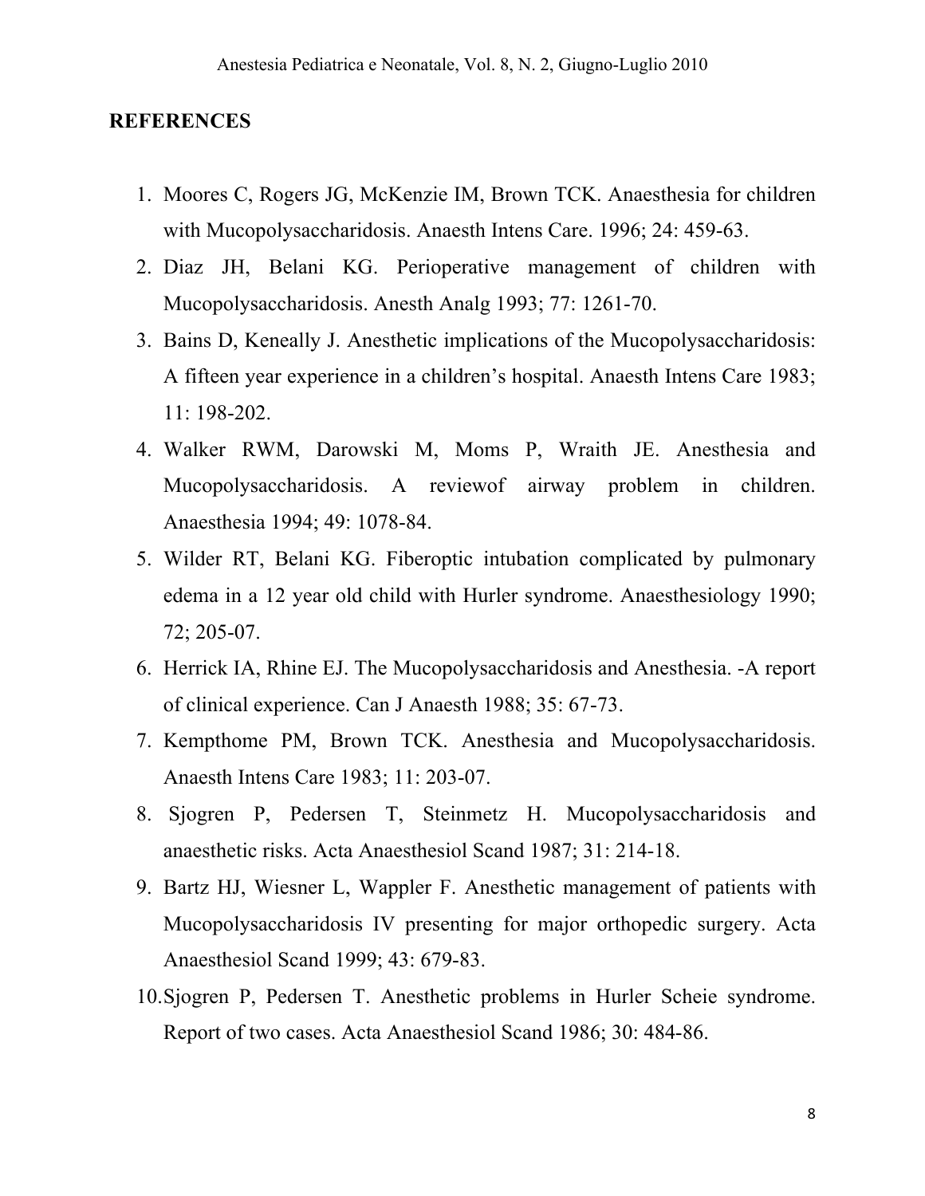## REFERENCES

1. Moores C, Rogers JG, McKenzie IM, Brown TCK. Anaesthesia for children with Mucopolysaccharidosis. Anaesth Intens Care. 1996; 24: 459-63.
2. Diaz JH, Belani KG. Perioperative management of children with Mucopolysaccharidosis. Anesth Analg 1993; 77: 1261-70.
3. Bains D, Keneally J. Anesthetic implications of the Mucopolysaccharidosis: A fifteen year experience in a children's hospital. Anaesth Intens Care 1983; 11: 198-202.
4. Walker RWM, Darowski M, Moms P, Wraith JE. Anesthesia and Mucopolysaccharidosis. A reviewof airway problem in children. Anaesthesia 1994; 49: 1078-84.
5. Wilder RT, Belani KG. Fiberoptic intubation complicated by pulmonary edema in a 12 year old child with Hurler syndrome. Anaesthesiology 1990; 72; 205-07.
6. Herrick IA, Rhine EJ. The Mucopolysaccharidosis and Anesthesia. -A report of clinical experience. Can J Anaesth 1988; 35: 67-73.
7. Kempthome PM, Brown TCK. Anesthesia and Mucopolysaccharidosis. Anaesth Intens Care 1983; 11: 203-07.
8. Sjogren P, Pedersen T, Steinmetz H. Mucopolysaccharidosis and anaesthetic risks. Acta Anaesthesiol Scand 1987; 31: 214-18.
9. Bartz HJ, Wiesner L, Wappler F. Anesthetic management of patients with Mucopolysaccharidosis IV presenting for major orthopedic surgery. Acta Anaesthesiol Scand 1999; 43: 679-83.
10. Sjogren P, Pedersen T. Anesthetic problems in Hurler Scheie syndrome. Report of two cases. Acta Anaesthesiol Scand 1986; 30: 484-86.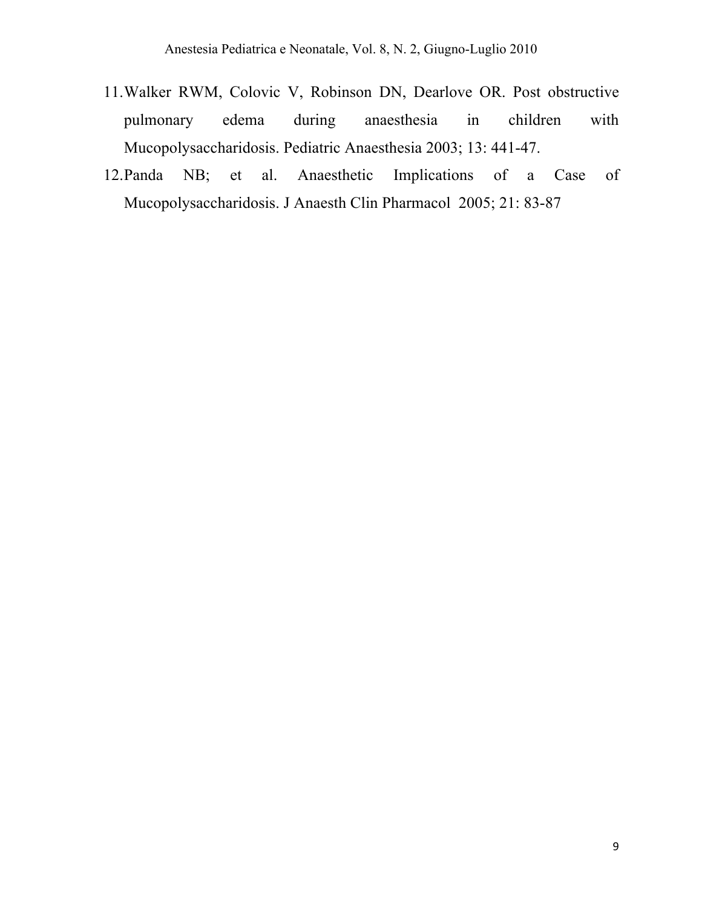11. Walker RWM, Colovic V, Robinson DN, Dearlove OR. Post obstructive pulmonary edema during anaesthesia in children with Mucopolysaccharidosis. Pediatric Anaesthesia 2003; 13: 441-47.
12. Panda NB; et al. Anaesthetic Implications of a Case of Mucopolysaccharidosis. J Anaesth Clin Pharmacol 2005; 21: 83-87